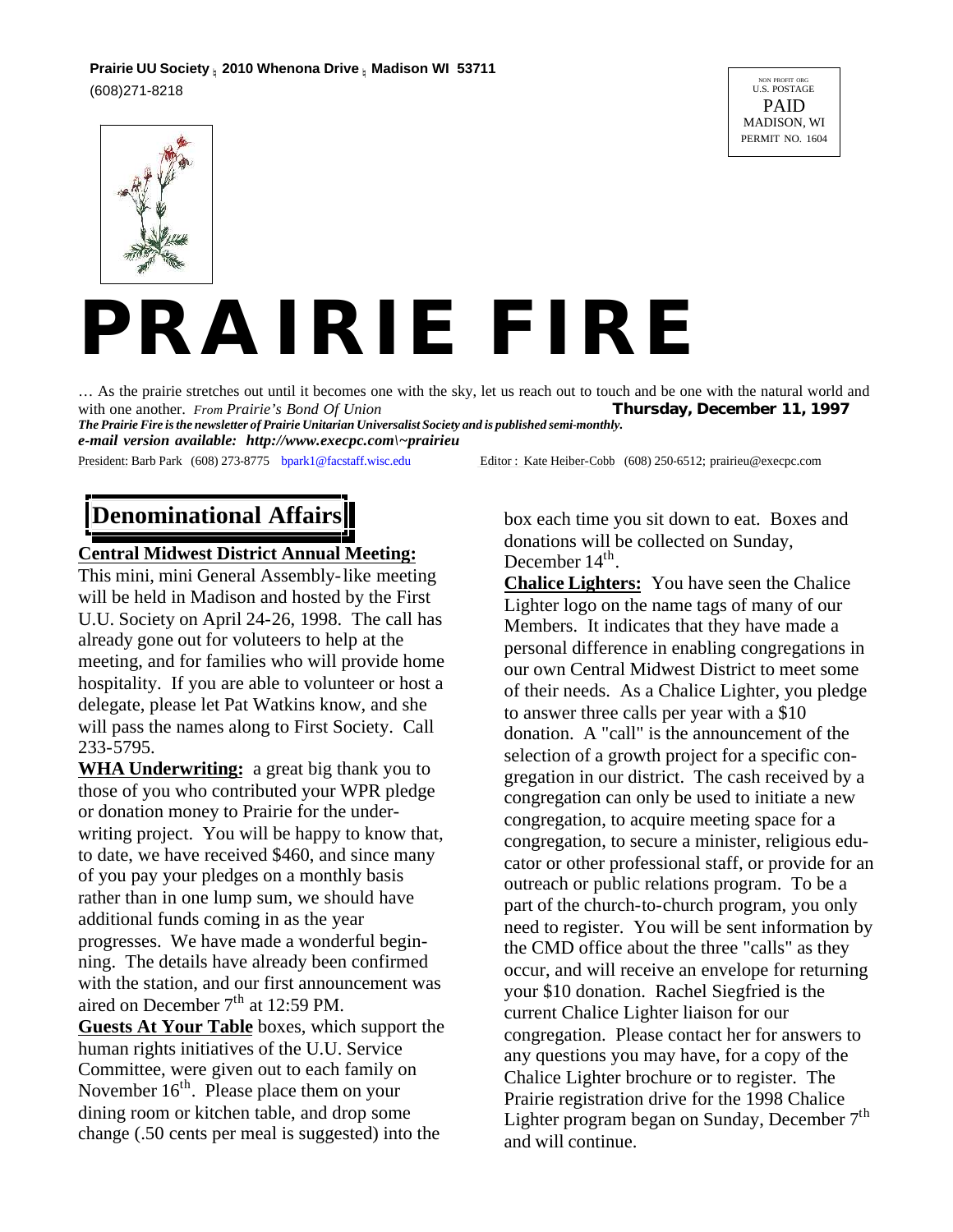**Prairie UU Society ; 2010 Whenona Drive ; Madison WI 53711**
(608)271-8218

NON PROFIT ORG
U.S. POSTAGE
PAID
MADISON, WI
PERMIT NO. 1604

# PRAIRIE FIRE

… As the prairie stretches out until it becomes one with the sky, let us reach out to touch and be one with the natural world and with one another. *From Prairie's Bond Of Union*

**Thursday, December 11, 1997**

***The Prairie Fire is the newsletter of Prairie Unitarian Universalist Society and is published semi-monthly.***

***e-mail version available: http://www.execpc.com\~prairieu***

President: Barb Park (608) 273-8775 bpark1@facstaff.wisc.edu

Editor : Kate Heiber-Cobb (608) 250-6512; prairieu@execpc.com

## Denominational Affairs

**Central Midwest District Annual Meeting:** This mini, mini General Assembly-like meeting will be held in Madison and hosted by the First U.U. Society on April 24-26, 1998. The call has already gone out for voluteers to help at the meeting, and for families who will provide home hospitality. If you are able to volunteer or host a delegate, please let Pat Watkins know, and she will pass the names along to First Society. Call 233-5795.

**WHA Underwriting:** a great big thank you to those of you who contributed your WPR pledge or donation money to Prairie for the underwriting project. You will be happy to know that, to date, we have received $460, and since many of you pay your pledges on a monthly basis rather than in one lump sum, we should have additional funds coming in as the year progresses. We have made a wonderful beginning. The details have already been confirmed with the station, and our first announcement was aired on December 7th at 12:59 PM.

**Guests At Your Table** boxes, which support the human rights initiatives of the U.U. Service Committee, were given out to each family on November 16th. Please place them on your dining room or kitchen table, and drop some change (.50 cents per meal is suggested) into the box each time you sit down to eat. Boxes and donations will be collected on Sunday, December 14th.

**Chalice Lighters:** You have seen the Chalice Lighter logo on the name tags of many of our Members. It indicates that they have made a personal difference in enabling congregations in our own Central Midwest District to meet some of their needs. As a Chalice Lighter, you pledge to answer three calls per year with a $10 donation. A "call" is the announcement of the selection of a growth project for a specific congregation in our district. The cash received by a congregation can only be used to initiate a new congregation, to acquire meeting space for a congregation, to secure a minister, religious educator or other professional staff, or provide for an outreach or public relations program. To be a part of the church-to-church program, you only need to register. You will be sent information by the CMD office about the three "calls" as they occur, and will receive an envelope for returning your $10 donation. Rachel Siegfried is the current Chalice Lighter liaison for our congregation. Please contact her for answers to any questions you may have, for a copy of the Chalice Lighter brochure or to register. The Prairie registration drive for the 1998 Chalice Lighter program began on Sunday, December 7th and will continue.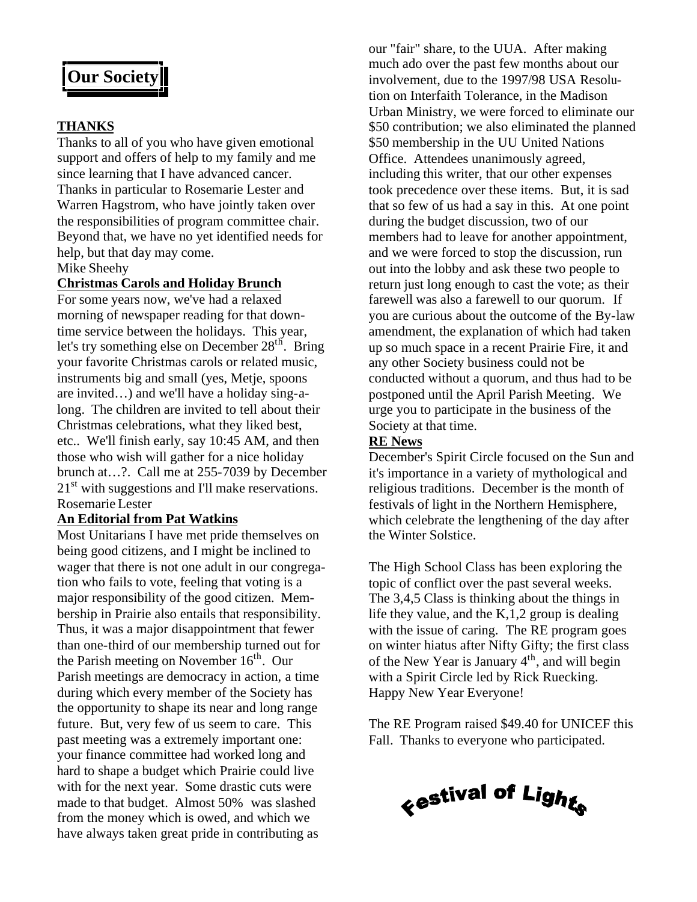# Our Society

## THANKS

Thanks to all of you who have given emotional support and offers of help to my family and me since learning that I have advanced cancer. Thanks in particular to Rosemarie Lester and Warren Hagstrom, who have jointly taken over the responsibilities of program committee chair. Beyond that, we have no yet identified needs for help, but that day may come.

Mike Sheehy

## Christmas Carols and Holiday Brunch

For some years now, we've had a relaxed morning of newspaper reading for that down-time service between the holidays. This year, let's try something else on December 28th. Bring your favorite Christmas carols or related music, instruments big and small (yes, Metje, spoons are invited…) and we'll have a holiday sing-a-long. The children are invited to tell about their Christmas celebrations, what they liked best, etc.. We'll finish early, say 10:45 AM, and then those who wish will gather for a nice holiday brunch at…?. Call me at 255-7039 by December 21st with suggestions and I'll make reservations.

Rosemarie Lester

## An Editorial from Pat Watkins

Most Unitarians I have met pride themselves on being good citizens, and I might be inclined to wager that there is not one adult in our congregation who fails to vote, feeling that voting is a major responsibility of the good citizen. Membership in Prairie also entails that responsibility. Thus, it was a major disappointment that fewer than one-third of our membership turned out for the Parish meeting on November 16th. Our Parish meetings are democracy in action, a time during which every member of the Society has the opportunity to shape its near and long range future. But, very few of us seem to care. This past meeting was a extremely important one: your finance committee had worked long and hard to shape a budget which Prairie could live with for the next year. Some drastic cuts were made to that budget. Almost 50% was slashed from the money which is owed, and which we have always taken great pride in contributing as our "fair" share, to the UUA. After making much ado over the past few months about our involvement, due to the 1997/98 USA Resolution on Interfaith Tolerance, in the Madison Urban Ministry, we were forced to eliminate our $50 contribution; we also eliminated the planned $50 membership in the UU United Nations Office. Attendees unanimously agreed, including this writer, that our other expenses took precedence over these items. But, it is sad that so few of us had a say in this. At one point during the budget discussion, two of our members had to leave for another appointment, and we were forced to stop the discussion, run out into the lobby and ask these two people to return just long enough to cast the vote; as their farewell was also a farewell to our quorum. If you are curious about the outcome of the By-law amendment, the explanation of which had taken up so much space in a recent Prairie Fire, it and any other Society business could not be conducted without a quorum, and thus had to be postponed until the April Parish Meeting. We urge you to participate in the business of the Society at that time.

## RE News

December's Spirit Circle focused on the Sun and it's importance in a variety of mythological and religious traditions. December is the month of festivals of light in the Northern Hemisphere, which celebrate the lengthening of the day after the Winter Solstice.

The High School Class has been exploring the topic of conflict over the past several weeks. The 3,4,5 Class is thinking about the things in life they value, and the K,1,2 group is dealing with the issue of caring. The RE program goes on winter hiatus after Nifty Gifty; the first class of the New Year is January 4th, and will begin with a Spirit Circle led by Rick Ruecking. Happy New Year Everyone!

The RE Program raised $49.40 for UNICEF this Fall. Thanks to everyone who participated.

Festival of Lights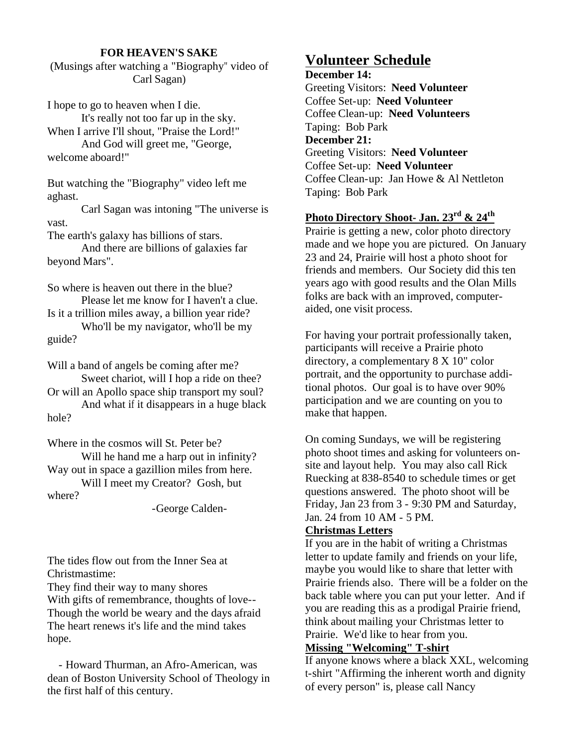**FOR HEAVEN'S SAKE**

(Musings after watching a "Biography" video of Carl Sagan)

I hope to go to heaven when I die.
It's really not too far up in the sky.
When I arrive I'll shout, "Praise the Lord!"
And God will greet me, "George, welcome aboard!"

But watching the "Biography" video left me aghast.
Carl Sagan was intoning "The universe is vast.
The earth's galaxy has billions of stars.
And there are billions of galaxies far beyond Mars".

So where is heaven out there in the blue?
Please let me know for I haven't a clue.
Is it a trillion miles away, a billion year ride?
Who'll be my navigator, who'll be my guide?

Will a band of angels be coming after me?
Sweet chariot, will I hop a ride on thee?
Or will an Apollo space ship transport my soul?
And what if it disappears in a huge black hole?

Where in the cosmos will St. Peter be?
Will he hand me a harp out in infinity?
Way out in space a gazillion miles from here.
Will I meet my Creator? Gosh, but where?

-George Calden-

The tides flow out from the Inner Sea at Christmastime:
They find their way to many shores
With gifts of remembrance, thoughts of love--
Though the world be weary and the days afraid
The heart renews it's life and the mind takes hope.

- Howard Thurman, an Afro-American, was dean of Boston University School of Theology in the first half of this century.

## Volunteer Schedule

**December 14:**
Greeting Visitors: **Need Volunteer**
Coffee Set-up: **Need Volunteer**
Coffee Clean-up: **Need Volunteers**
Taping: Bob Park

**December 21:**
Greeting Visitors: **Need Volunteer**
Coffee Set-up: **Need Volunteer**
Coffee Clean-up: Jan Howe & Al Nettleton
Taping: Bob Park

### Photo Directory Shoot- Jan. 23rd & 24th

Prairie is getting a new, color photo directory made and we hope you are pictured. On January 23 and 24, Prairie will host a photo shoot for friends and members. Our Society did this ten years ago with good results and the Olan Mills folks are back with an improved, computer-aided, one visit process.

For having your portrait professionally taken, participants will receive a Prairie photo directory, a complementary 8 X 10" color portrait, and the opportunity to purchase additional photos. Our goal is to have over 90% participation and we are counting on you to make that happen.

On coming Sundays, we will be registering photo shoot times and asking for volunteers on-site and layout help. You may also call Rick Ruecking at 838-8540 to schedule times or get questions answered. The photo shoot will be Friday, Jan 23 from 3 - 9:30 PM and Saturday, Jan. 24 from 10 AM - 5 PM.

### Christmas Letters

If you are in the habit of writing a Christmas letter to update family and friends on your life, maybe you would like to share that letter with Prairie friends also. There will be a folder on the back table where you can put your letter. And if you are reading this as a prodigal Prairie friend, think about mailing your Christmas letter to Prairie. We'd like to hear from you.

### Missing "Welcoming" T-shirt

If anyone knows where a black XXL, welcoming t-shirt "Affirming the inherent worth and dignity of every person" is, please call Nancy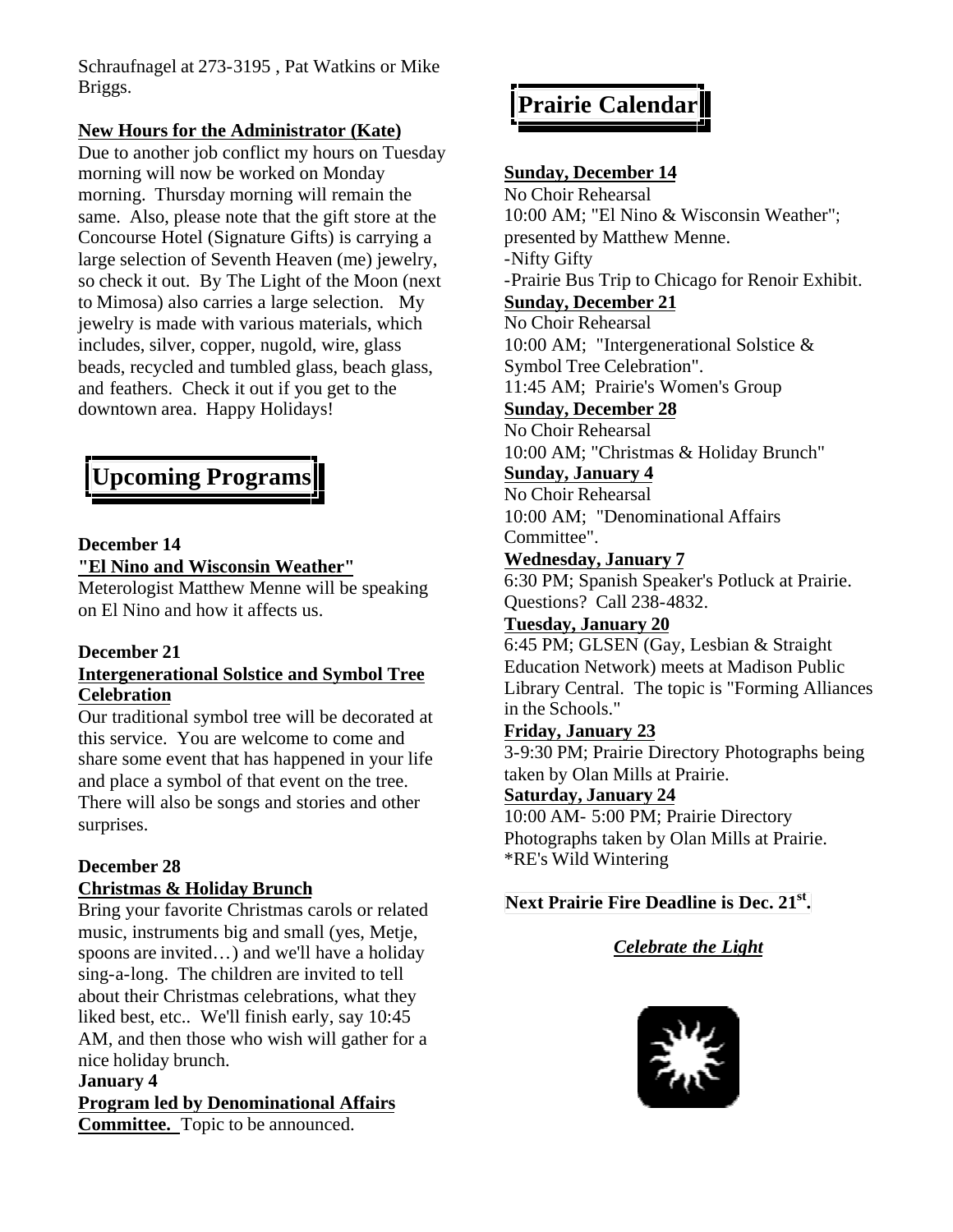Schraufnagel at 273-3195 , Pat Watkins or Mike Briggs.

**New Hours for the Administrator (Kate)**

Due to another job conflict my hours on Tuesday morning will now be worked on Monday morning. Thursday morning will remain the same. Also, please note that the gift store at the Concourse Hotel (Signature Gifts) is carrying a large selection of Seventh Heaven (me) jewelry, so check it out. By The Light of the Moon (next to Mimosa) also carries a large selection. My jewelry is made with various materials, which includes, silver, copper, nugold, wire, glass beads, recycled and tumbled glass, beach glass, and feathers. Check it out if you get to the downtown area. Happy Holidays!

## Upcoming Programs

**December 14**
**"El Nino and Wisconsin Weather"**

Meterologist Matthew Menne will be speaking on El Nino and how it affects us.

**December 21**
**Intergenerational Solstice and Symbol Tree Celebration**

Our traditional symbol tree will be decorated at this service. You are welcome to come and share some event that has happened in your life and place a symbol of that event on the tree. There will also be songs and stories and other surprises.

**December 28**
**Christmas & Holiday Brunch**

Bring your favorite Christmas carols or related music, instruments big and small (yes, Metje, spoons are invited…) and we'll have a holiday sing-a-long. The children are invited to tell about their Christmas celebrations, what they liked best, etc.. We'll finish early, say 10:45 AM, and then those who wish will gather for a nice holiday brunch.

**January 4**
**Program led by Denominational Affairs Committee.** Topic to be announced.

## Prairie Calendar

**Sunday, December 14**
No Choir Rehearsal
10:00 AM; "El Nino & Wisconsin Weather"; presented by Matthew Menne.
-Nifty Gifty
-Prairie Bus Trip to Chicago for Renoir Exhibit.

**Sunday, December 21**
No Choir Rehearsal
10:00 AM; "Intergenerational Solstice & Symbol Tree Celebration".
11:45 AM; Prairie's Women's Group

**Sunday, December 28**
No Choir Rehearsal
10:00 AM; "Christmas & Holiday Brunch"

**Sunday, January 4**
No Choir Rehearsal
10:00 AM; "Denominational Affairs Committee".

**Wednesday, January 7**
6:30 PM; Spanish Speaker's Potluck at Prairie. Questions? Call 238-4832.

**Tuesday, January 20**
6:45 PM; GLSEN (Gay, Lesbian & Straight Education Network) meets at Madison Public Library Central. The topic is "Forming Alliances in the Schools."

**Friday, January 23**
3-9:30 PM; Prairie Directory Photographs being taken by Olan Mills at Prairie.

**Saturday, January 24**
10:00 AM- 5:00 PM; Prairie Directory Photographs taken by Olan Mills at Prairie.
*RE's Wild Wintering

**Next Prairie Fire Deadline is Dec. 21st.**

***Celebrate the Light***